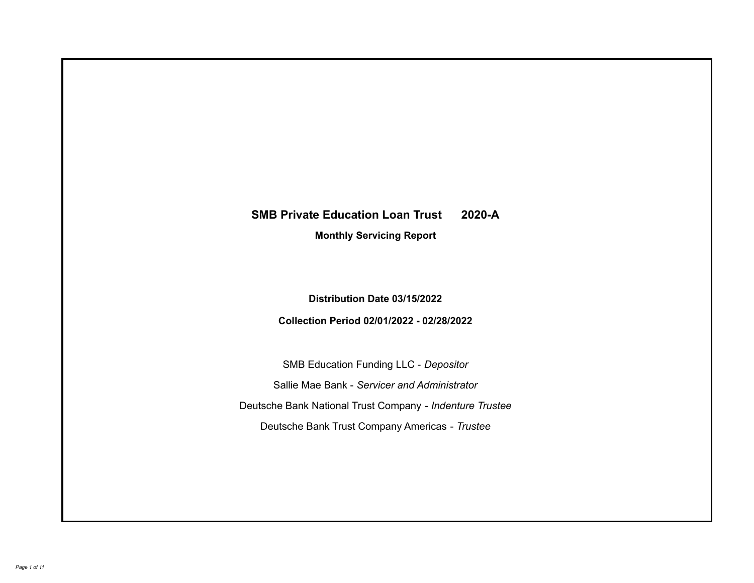# SMB Private Education Loan Trust 2020-A

## Monthly Servicing Report

**Distribution Date 03/15/2022**

**Collection Period 02/01/2022 - 02/28/2022**

SMB Education Funding LLC - *Depositor*

Sallie Mae Bank - *Servicer and Administrator*

Deutsche Bank National Trust Company - *Indenture Trustee*

Deutsche Bank Trust Company Americas - *Trustee*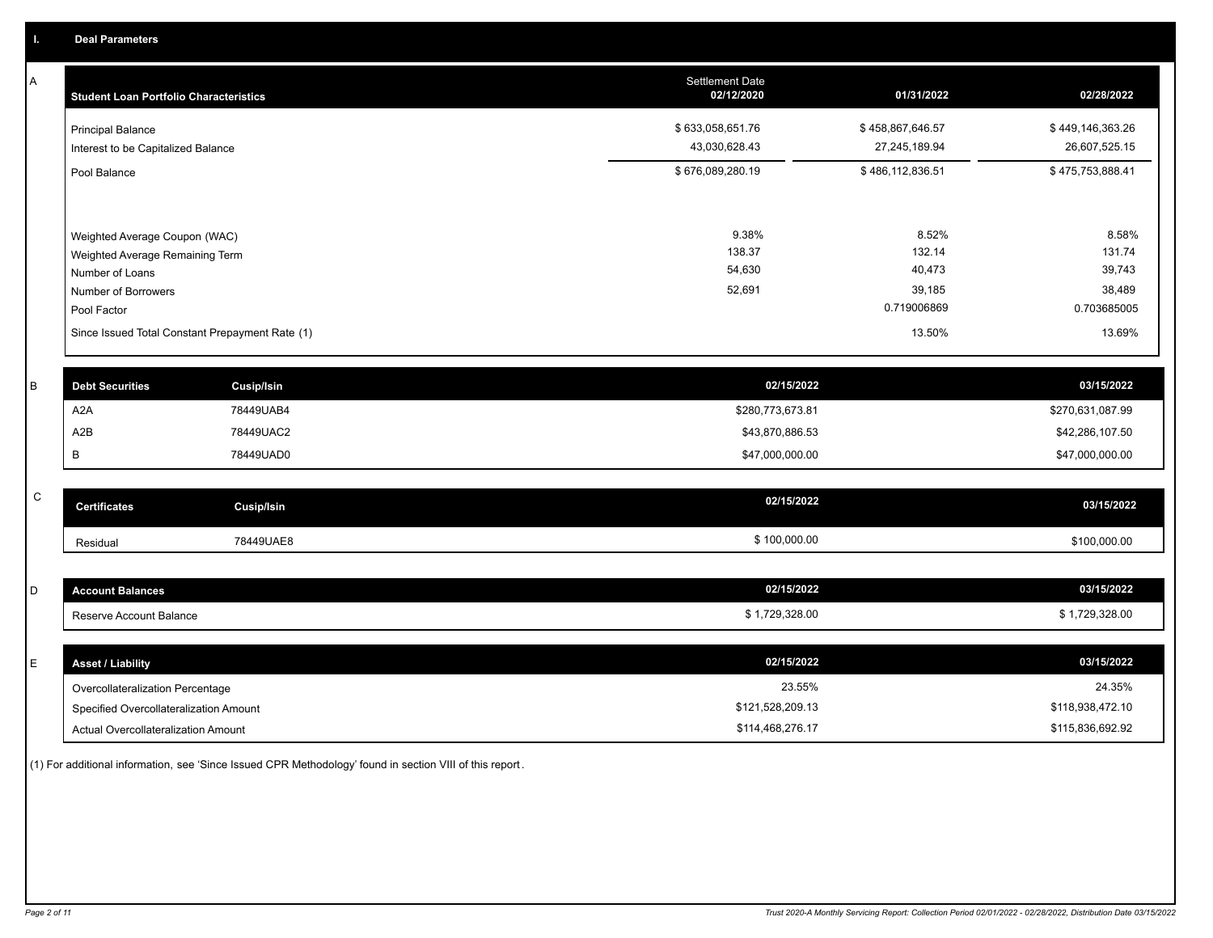## I. Deal Parameters

### A

| Student Loan Portfolio Characteristics | Settlement Date 02/12/2020 | 01/31/2022 | 02/28/2022 |
|---|---|---|---|
| Principal Balance | $ 633,058,651.76 | $ 458,867,646.57 | $ 449,146,363.26 |
| Interest to be Capitalized Balance | 43,030,628.43 | 27,245,189.94 | 26,607,525.15 |
| Pool Balance | $ 676,089,280.19 | $ 486,112,836.51 | $ 475,753,888.41 |
| Weighted Average Coupon (WAC) | 9.38% | 8.52% | 8.58% |
| Weighted Average Remaining Term | 138.37 | 132.14 | 131.74 |
| Number of Loans | 54,630 | 40,473 | 39,743 |
| Number of Borrowers | 52,691 | 39,185 | 38,489 |
| Pool Factor | | 0.719006869 | 0.703685005 |
| Since Issued Total Constant Prepayment Rate (1) | | 13.50% | 13.69% |

### B

| Debt Securities | Cusip/Isin | 02/15/2022 | 03/15/2022 |
|---|---|---|---|
| A2A | 78449UAB4 | $280,773,673.81 | $270,631,087.99 |
| A2B | 78449UAC2 | $43,870,886.53 | $42,286,107.50 |
| B | 78449UAD0 | $47,000,000.00 | $47,000,000.00 |

### C

| Certificates | Cusip/Isin | 02/15/2022 | 03/15/2022 |
|---|---|---|---|
| Residual | 78449UAE8 | $ 100,000.00 | $100,000.00 |

### D

| Account Balances | 02/15/2022 | 03/15/2022 |
|---|---|---|
| Reserve Account Balance | $ 1,729,328.00 | $ 1,729,328.00 |

### E

| Asset / Liability | 02/15/2022 | 03/15/2022 |
|---|---|---|
| Overcollateralization Percentage | 23.55% | 24.35% |
| Specified Overcollateralization Amount | $121,528,209.13 | $118,938,472.10 |
| Actual Overcollateralization Amount | $114,468,276.17 | $115,836,692.92 |

(1) For additional information, see 'Since Issued CPR Methodology' found in section VIII of this report.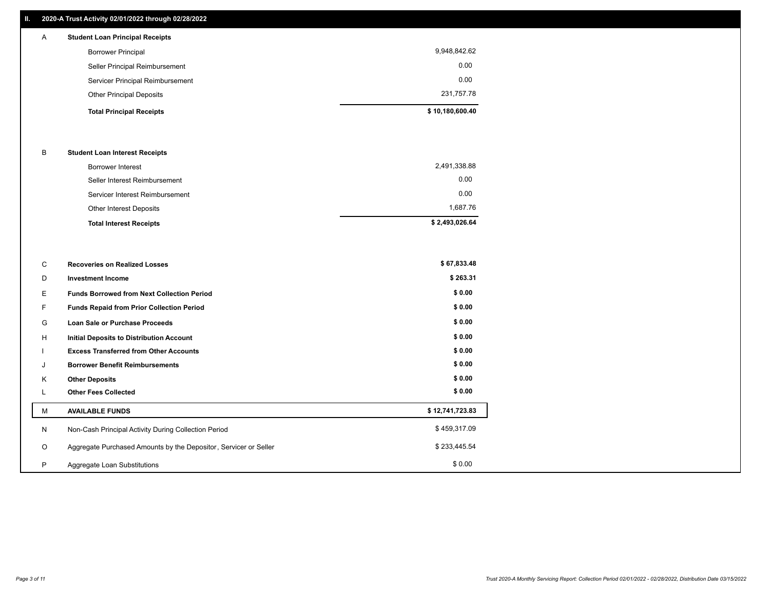## II. 2020-A Trust Activity 02/01/2022 through 02/28/2022

| | | |
|---|---|---|
| A | **Student Loan Principal Receipts** | |
| | Borrower Principal | 9,948,842.62 |
| | Seller Principal Reimbursement | 0.00 |
| | Servicer Principal Reimbursement | 0.00 |
| | Other Principal Deposits | 231,757.78 |
| | **Total Principal Receipts** | **$ 10,180,600.40** |
| B | **Student Loan Interest Receipts** | |
| | Borrower Interest | 2,491,338.88 |
| | Seller Interest Reimbursement | 0.00 |
| | Servicer Interest Reimbursement | 0.00 |
| | Other Interest Deposits | 1,687.76 |
| | **Total Interest Receipts** | **$ 2,493,026.64** |
| C | **Recoveries on Realized Losses** | **$ 67,833.48** |
| D | **Investment Income** | **$ 263.31** |
| E | **Funds Borrowed from Next Collection Period** | **$ 0.00** |
| F | **Funds Repaid from Prior Collection Period** | **$ 0.00** |
| G | **Loan Sale or Purchase Proceeds** | **$ 0.00** |
| H | **Initial Deposits to Distribution Account** | **$ 0.00** |
| I | **Excess Transferred from Other Accounts** | **$ 0.00** |
| J | **Borrower Benefit Reimbursements** | **$ 0.00** |
| K | **Other Deposits** | **$ 0.00** |
| L | **Other Fees Collected** | **$ 0.00** |
| M | **AVAILABLE FUNDS** | **$ 12,741,723.83** |
| N | Non-Cash Principal Activity During Collection Period | $ 459,317.09 |
| O | Aggregate Purchased Amounts by the Depositor, Servicer or Seller | $ 233,445.54 |
| P | Aggregate Loan Substitutions | $ 0.00 |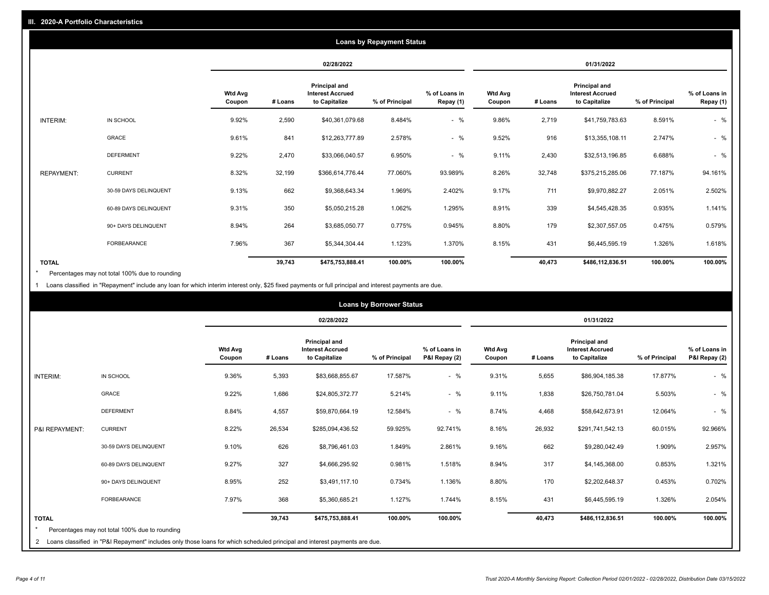## III. 2020-A Portfolio Characteristics

### Loans by Repayment Status

| | | 02/28/2022 | | | | | 01/31/2022 | | | | |
|---|---|---|---|---|---|---|---|---|---|---|---|
| | | Wtd Avg Coupon | # Loans | Principal and Interest Accrued to Capitalize | % of Principal | % of Loans in Repay (1) | Wtd Avg Coupon | # Loans | Principal and Interest Accrued to Capitalize | % of Principal | % of Loans in Repay (1) |
| INTERIM: | IN SCHOOL | 9.92% | 2,590 | $40,361,079.68 | 8.484% | - % | 9.86% | 2,719 | $41,759,783.63 | 8.591% | - % |
| | GRACE | 9.61% | 841 | $12,263,777.89 | 2.578% | - % | 9.52% | 916 | $13,355,108.11 | 2.747% | - % |
| | DEFERMENT | 9.22% | 2,470 | $33,066,040.57 | 6.950% | - % | 9.11% | 2,430 | $32,513,196.85 | 6.688% | - % |
| REPAYMENT: | CURRENT | 8.32% | 32,199 | $366,614,776.44 | 77.060% | 93.989% | 8.26% | 32,748 | $375,215,285.06 | 77.187% | 94.161% |
| | 30-59 DAYS DELINQUENT | 9.13% | 662 | $9,368,643.34 | 1.969% | 2.402% | 9.17% | 711 | $9,970,882.27 | 2.051% | 2.502% |
| | 60-89 DAYS DELINQUENT | 9.31% | 350 | $5,050,215.28 | 1.062% | 1.295% | 8.91% | 339 | $4,545,428.35 | 0.935% | 1.141% |
| | 90+ DAYS DELINQUENT | 8.94% | 264 | $3,685,050.77 | 0.775% | 0.945% | 8.80% | 179 | $2,307,557.05 | 0.475% | 0.579% |
| | FORBEARANCE | 7.96% | 367 | $5,344,304.44 | 1.123% | 1.370% | 8.15% | 431 | $6,445,595.19 | 1.326% | 1.618% |
| TOTAL | | | 39,743 | $475,753,888.41 | 100.00% | 100.00% | | 40,473 | $486,112,836.51 | 100.00% | 100.00% |

\* Percentages may not total 100% due to rounding

1 Loans classified in "Repayment" include any loan for which interim interest only, $25 fixed payments or full principal and interest payments are due.

### Loans by Borrower Status

| | | 02/28/2022 | | | | | 01/31/2022 | | | | |
|---|---|---|---|---|---|---|---|---|---|---|---|
| | | Wtd Avg Coupon | # Loans | Principal and Interest Accrued to Capitalize | % of Principal | % of Loans in P&I Repay (2) | Wtd Avg Coupon | # Loans | Principal and Interest Accrued to Capitalize | % of Principal | % of Loans in P&I Repay (2) |
| INTERIM: | IN SCHOOL | 9.36% | 5,393 | $83,668,855.67 | 17.587% | - % | 9.31% | 5,655 | $86,904,185.38 | 17.877% | - % |
| | GRACE | 9.22% | 1,686 | $24,805,372.77 | 5.214% | - % | 9.11% | 1,838 | $26,750,781.04 | 5.503% | - % |
| | DEFERMENT | 8.84% | 4,557 | $59,870,664.19 | 12.584% | - % | 8.74% | 4,468 | $58,642,673.91 | 12.064% | - % |
| P&I REPAYMENT: | CURRENT | 8.22% | 26,534 | $285,094,436.52 | 59.925% | 92.741% | 8.16% | 26,932 | $291,741,542.13 | 60.015% | 92.966% |
| | 30-59 DAYS DELINQUENT | 9.10% | 626 | $8,796,461.03 | 1.849% | 2.861% | 9.16% | 662 | $9,280,042.49 | 1.909% | 2.957% |
| | 60-89 DAYS DELINQUENT | 9.27% | 327 | $4,666,295.92 | 0.981% | 1.518% | 8.94% | 317 | $4,145,368.00 | 0.853% | 1.321% |
| | 90+ DAYS DELINQUENT | 8.95% | 252 | $3,491,117.10 | 0.734% | 1.136% | 8.80% | 170 | $2,202,648.37 | 0.453% | 0.702% |
| | FORBEARANCE | 7.97% | 368 | $5,360,685.21 | 1.127% | 1.744% | 8.15% | 431 | $6,445,595.19 | 1.326% | 2.054% |
| TOTAL | | | 39,743 | $475,753,888.41 | 100.00% | 100.00% | | 40,473 | $486,112,836.51 | 100.00% | 100.00% |

\* Percentages may not total 100% due to rounding

2 Loans classified in "P&I Repayment" includes only those loans for which scheduled principal and interest payments are due.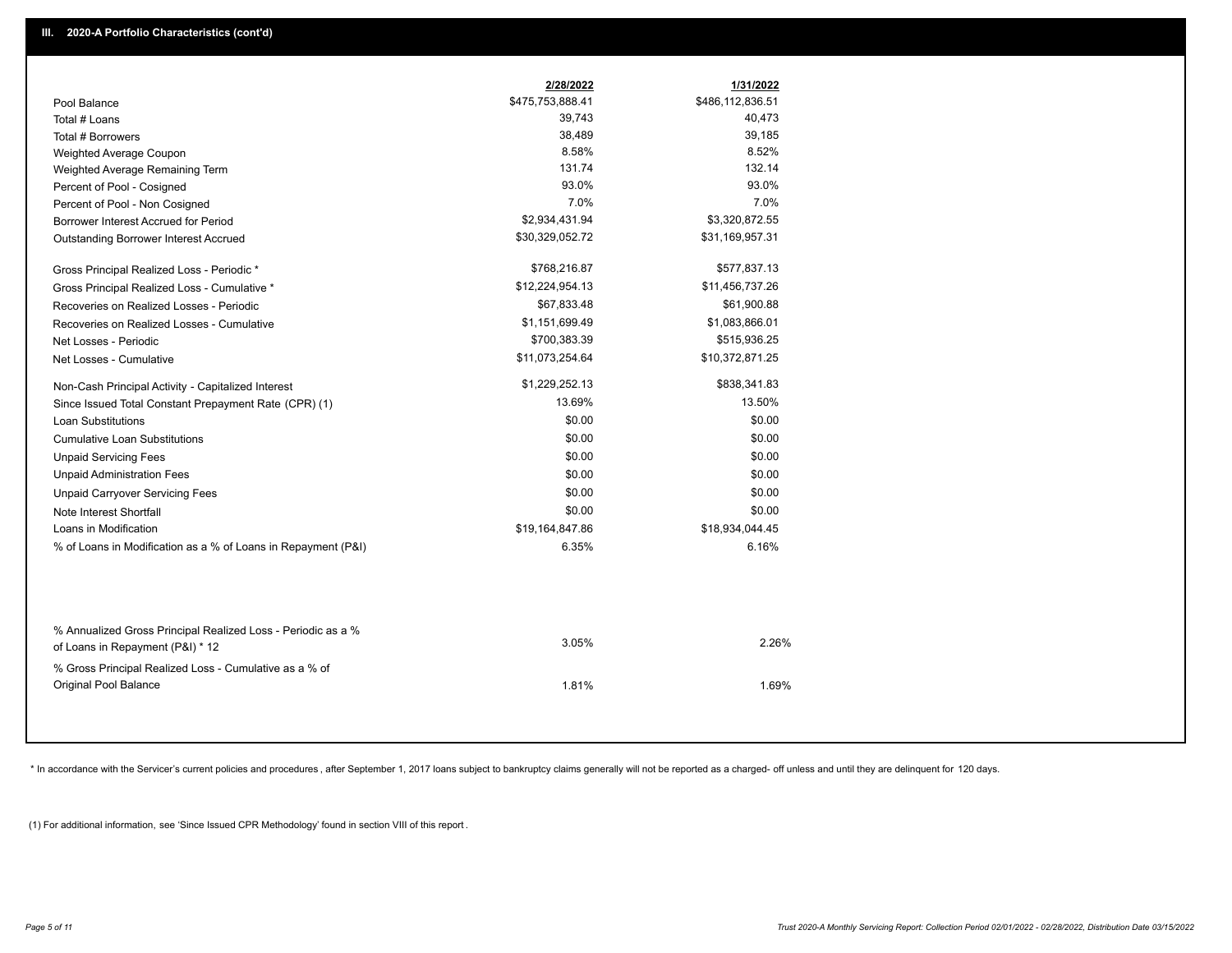## III. 2020-A Portfolio Characteristics (cont'd)

| | 2/28/2022 | 1/31/2022 |
|---|---|---|
| Pool Balance | $475,753,888.41 | $486,112,836.51 |
| Total # Loans | 39,743 | 40,473 |
| Total # Borrowers | 38,489 | 39,185 |
| Weighted Average Coupon | 8.58% | 8.52% |
| Weighted Average Remaining Term | 131.74 | 132.14 |
| Percent of Pool - Cosigned | 93.0% | 93.0% |
| Percent of Pool - Non Cosigned | 7.0% | 7.0% |
| Borrower Interest Accrued for Period | $2,934,431.94 | $3,320,872.55 |
| Outstanding Borrower Interest Accrued | $30,329,052.72 | $31,169,957.31 |
| Gross Principal Realized Loss - Periodic * | $768,216.87 | $577,837.13 |
| Gross Principal Realized Loss - Cumulative * | $12,224,954.13 | $11,456,737.26 |
| Recoveries on Realized Losses - Periodic | $67,833.48 | $61,900.88 |
| Recoveries on Realized Losses - Cumulative | $1,151,699.49 | $1,083,866.01 |
| Net Losses - Periodic | $700,383.39 | $515,936.25 |
| Net Losses - Cumulative | $11,073,254.64 | $10,372,871.25 |
| Non-Cash Principal Activity - Capitalized Interest | $1,229,252.13 | $838,341.83 |
| Since Issued Total Constant Prepayment Rate (CPR) (1) | 13.69% | 13.50% |
| Loan Substitutions | $0.00 | $0.00 |
| Cumulative Loan Substitutions | $0.00 | $0.00 |
| Unpaid Servicing Fees | $0.00 | $0.00 |
| Unpaid Administration Fees | $0.00 | $0.00 |
| Unpaid Carryover Servicing Fees | $0.00 | $0.00 |
| Note Interest Shortfall | $0.00 | $0.00 |
| Loans in Modification | $19,164,847.86 | $18,934,044.45 |
| % of Loans in Modification as a % of Loans in Repayment (P&I) | 6.35% | 6.16% |
| % Annualized Gross Principal Realized Loss - Periodic as a % of Loans in Repayment (P&I) * 12 | 3.05% | 2.26% |
| % Gross Principal Realized Loss - Cumulative as a % of Original Pool Balance | 1.81% | 1.69% |

* In accordance with the Servicer's current policies and procedures, after September 1, 2017 loans subject to bankruptcy claims generally will not be reported as a charged- off unless and until they are delinquent for 120 days.

(1) For additional information, see 'Since Issued CPR Methodology' found in section VIII of this report .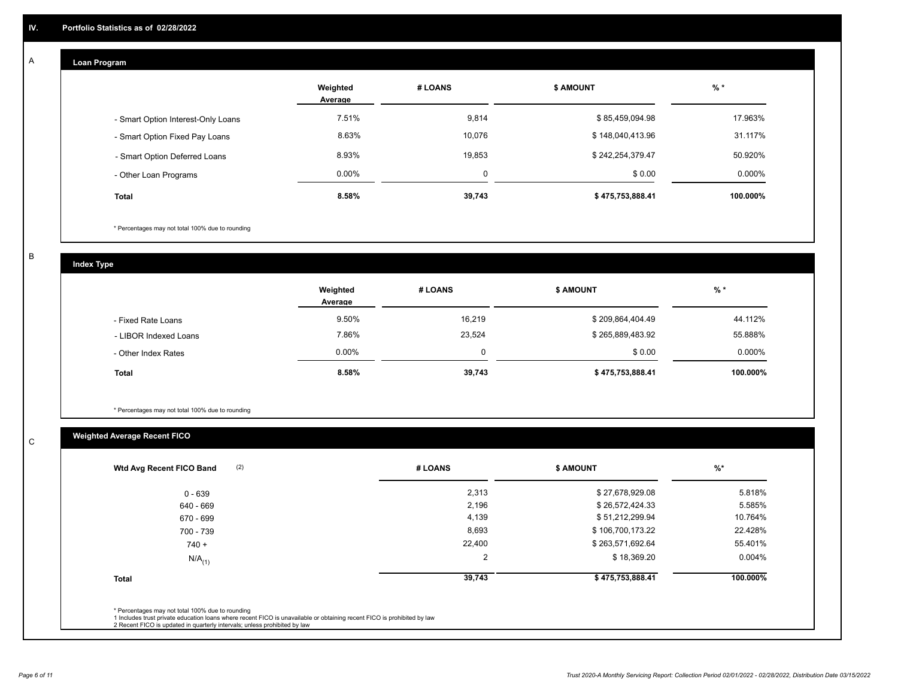## IV. Portfolio Statistics as of 02/28/2022

### A. Loan Program

| | Weighted Average | # LOANS | $ AMOUNT | % * |
|---|---|---|---|---|
| - Smart Option Interest-Only Loans | 7.51% | 9,814 | $ 85,459,094.98 | 17.963% |
| - Smart Option Fixed Pay Loans | 8.63% | 10,076 | $ 148,040,413.96 | 31.117% |
| - Smart Option Deferred Loans | 8.93% | 19,853 | $ 242,254,379.47 | 50.920% |
| - Other Loan Programs | 0.00% | 0 | $ 0.00 | 0.000% |
| **Total** | **8.58%** | **39,743** | **$ 475,753,888.41** | **100.000%** |

* Percentages may not total 100% due to rounding

### B. Index Type

| | Weighted Average | # LOANS | $ AMOUNT | % * |
|---|---|---|---|---|
| - Fixed Rate Loans | 9.50% | 16,219 | $ 209,864,404.49 | 44.112% |
| - LIBOR Indexed Loans | 7.86% | 23,524 | $ 265,889,483.92 | 55.888% |
| - Other Index Rates | 0.00% | 0 | $ 0.00 | 0.000% |
| **Total** | **8.58%** | **39,743** | **$ 475,753,888.41** | **100.000%** |

* Percentages may not total 100% due to rounding

### C. Weighted Average Recent FICO

| Wtd Avg Recent FICO Band (2) | # LOANS | $ AMOUNT | %* |
|---|---|---|---|
| 0 - 639 | 2,313 | $ 27,678,929.08 | 5.818% |
| 640 - 669 | 2,196 | $ 26,572,424.33 | 5.585% |
| 670 - 699 | 4,139 | $ 51,212,299.94 | 10.764% |
| 700 - 739 | 8,693 | $ 106,700,173.22 | 22.428% |
| 740 + | 22,400 | $ 263,571,692.64 | 55.401% |
| N/A (1) | 2 | $ 18,369.20 | 0.004% |
| **Total** | **39,743** | **$ 475,753,888.41** | **100.000%** |

* Percentages may not total 100% due to rounding
1 Includes trust private education loans where recent FICO is unavailable or obtaining recent FICO is prohibited by law
2 Recent FICO is updated in quarterly intervals; unless prohibited by law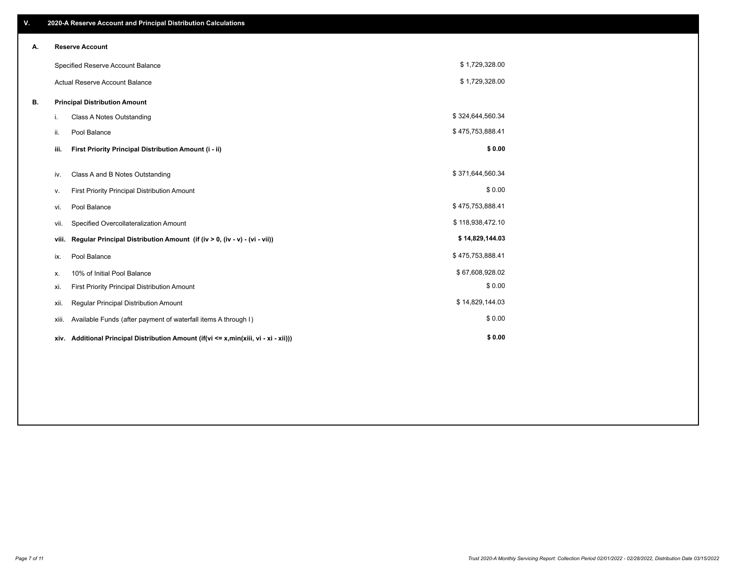## V. 2020-A Reserve Account and Principal Distribution Calculations

### A. Reserve Account

| | |
|---|---|
| Specified Reserve Account Balance | $ 1,729,328.00 |
| Actual Reserve Account Balance | $ 1,729,328.00 |

### B. Principal Distribution Amount

| | | |
|---|---|---|
| i. | Class A Notes Outstanding | $ 324,644,560.34 |
| ii. | Pool Balance | $ 475,753,888.41 |
| **iii.** | **First Priority Principal Distribution Amount (i - ii)** | **$ 0.00** |
| iv. | Class A and B Notes Outstanding | $ 371,644,560.34 |
| v. | First Priority Principal Distribution Amount | $ 0.00 |
| vi. | Pool Balance | $ 475,753,888.41 |
| vii. | Specified Overcollateralization Amount | $ 118,938,472.10 |
| **viii.** | **Regular Principal Distribution Amount (if (iv > 0, (iv - v) - (vi - vii))** | **$ 14,829,144.03** |
| ix. | Pool Balance | $ 475,753,888.41 |
| x. | 10% of Initial Pool Balance | $ 67,608,928.02 |
| xi. | First Priority Principal Distribution Amount | $ 0.00 |
| xii. | Regular Principal Distribution Amount | $ 14,829,144.03 |
| xiii. | Available Funds (after payment of waterfall items A through I) | $ 0.00 |
| **xiv.** | **Additional Principal Distribution Amount (if(vi <= x,min(xiii, vi - xi - xii)))** | **$ 0.00** |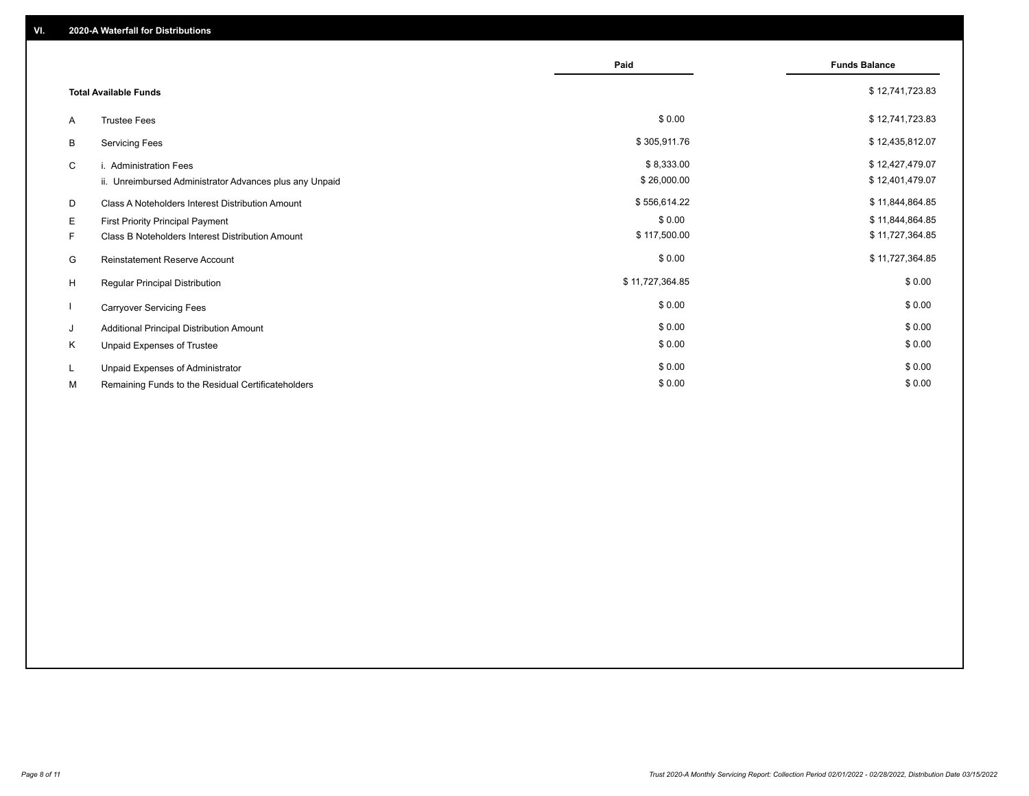## VI. 2020-A Waterfall for Distributions

| | | Paid | Funds Balance |
|---|---|---|---|
| | **Total Available Funds** | | $ 12,741,723.83 |
| A | Trustee Fees | $ 0.00 | $ 12,741,723.83 |
| B | Servicing Fees | $ 305,911.76 | $ 12,435,812.07 |
| C | i. Administration Fees | $ 8,333.00 | $ 12,427,479.07 |
| | ii. Unreimbursed Administrator Advances plus any Unpaid | $ 26,000.00 | $ 12,401,479.07 |
| D | Class A Noteholders Interest Distribution Amount | $ 556,614.22 | $ 11,844,864.85 |
| E | First Priority Principal Payment | $ 0.00 | $ 11,844,864.85 |
| F | Class B Noteholders Interest Distribution Amount | $ 117,500.00 | $ 11,727,364.85 |
| G | Reinstatement Reserve Account | $ 0.00 | $ 11,727,364.85 |
| H | Regular Principal Distribution | $ 11,727,364.85 | $ 0.00 |
| I | Carryover Servicing Fees | $ 0.00 | $ 0.00 |
| J | Additional Principal Distribution Amount | $ 0.00 | $ 0.00 |
| K | Unpaid Expenses of Trustee | $ 0.00 | $ 0.00 |
| L | Unpaid Expenses of Administrator | $ 0.00 | $ 0.00 |
| M | Remaining Funds to the Residual Certificateholders | $ 0.00 | $ 0.00 |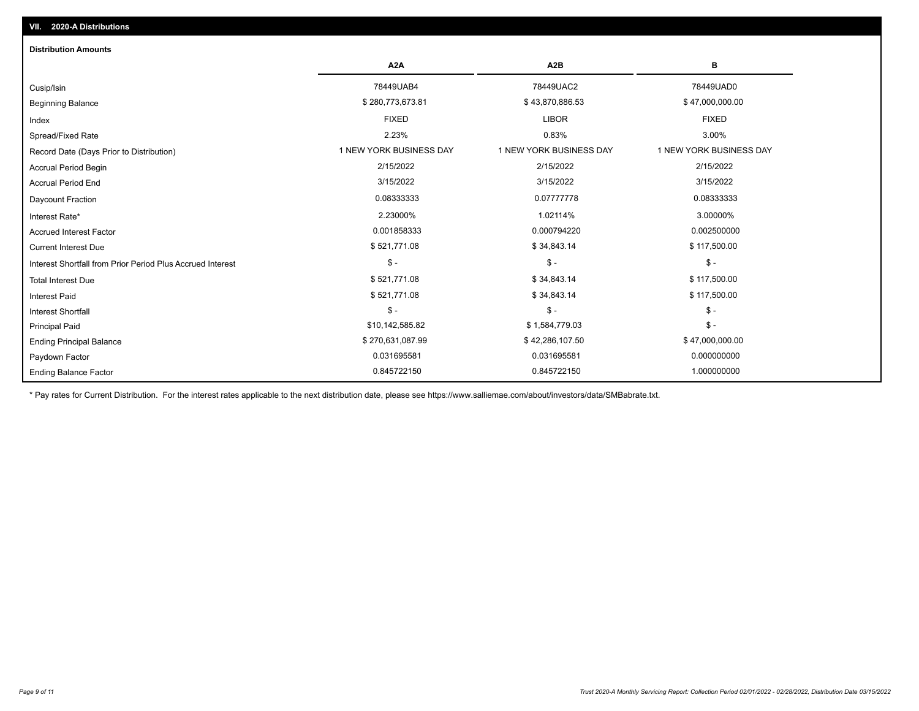## VII. 2020-A Distributions

### Distribution Amounts

| | A2A | A2B | B |
|---|---|---|---|
| Cusip/Isin | 78449UAB4 | 78449UAC2 | 78449UAD0 |
| Beginning Balance | $ 280,773,673.81 | $ 43,870,886.53 | $ 47,000,000.00 |
| Index | FIXED | LIBOR | FIXED |
| Spread/Fixed Rate | 2.23% | 0.83% | 3.00% |
| Record Date (Days Prior to Distribution) | 1 NEW YORK BUSINESS DAY | 1 NEW YORK BUSINESS DAY | 1 NEW YORK BUSINESS DAY |
| Accrual Period Begin | 2/15/2022 | 2/15/2022 | 2/15/2022 |
| Accrual Period End | 3/15/2022 | 3/15/2022 | 3/15/2022 |
| Daycount Fraction | 0.08333333 | 0.07777778 | 0.08333333 |
| Interest Rate* | 2.23000% | 1.02114% | 3.00000% |
| Accrued Interest Factor | 0.001858333 | 0.000794220 | 0.002500000 |
| Current Interest Due | $ 521,771.08 | $ 34,843.14 | $ 117,500.00 |
| Interest Shortfall from Prior Period Plus Accrued Interest | $ - | $ - | $ - |
| Total Interest Due | $ 521,771.08 | $ 34,843.14 | $ 117,500.00 |
| Interest Paid | $ 521,771.08 | $ 34,843.14 | $ 117,500.00 |
| Interest Shortfall | $ - | $ - | $ - |
| Principal Paid | $10,142,585.82 | $ 1,584,779.03 | $ - |
| Ending Principal Balance | $ 270,631,087.99 | $ 42,286,107.50 | $ 47,000,000.00 |
| Paydown Factor | 0.031695581 | 0.031695581 | 0.000000000 |
| Ending Balance Factor | 0.845722150 | 0.845722150 | 1.000000000 |

* Pay rates for Current Distribution. For the interest rates applicable to the next distribution date, please see https://www.salliemae.com/about/investors/data/SMBabrate.txt.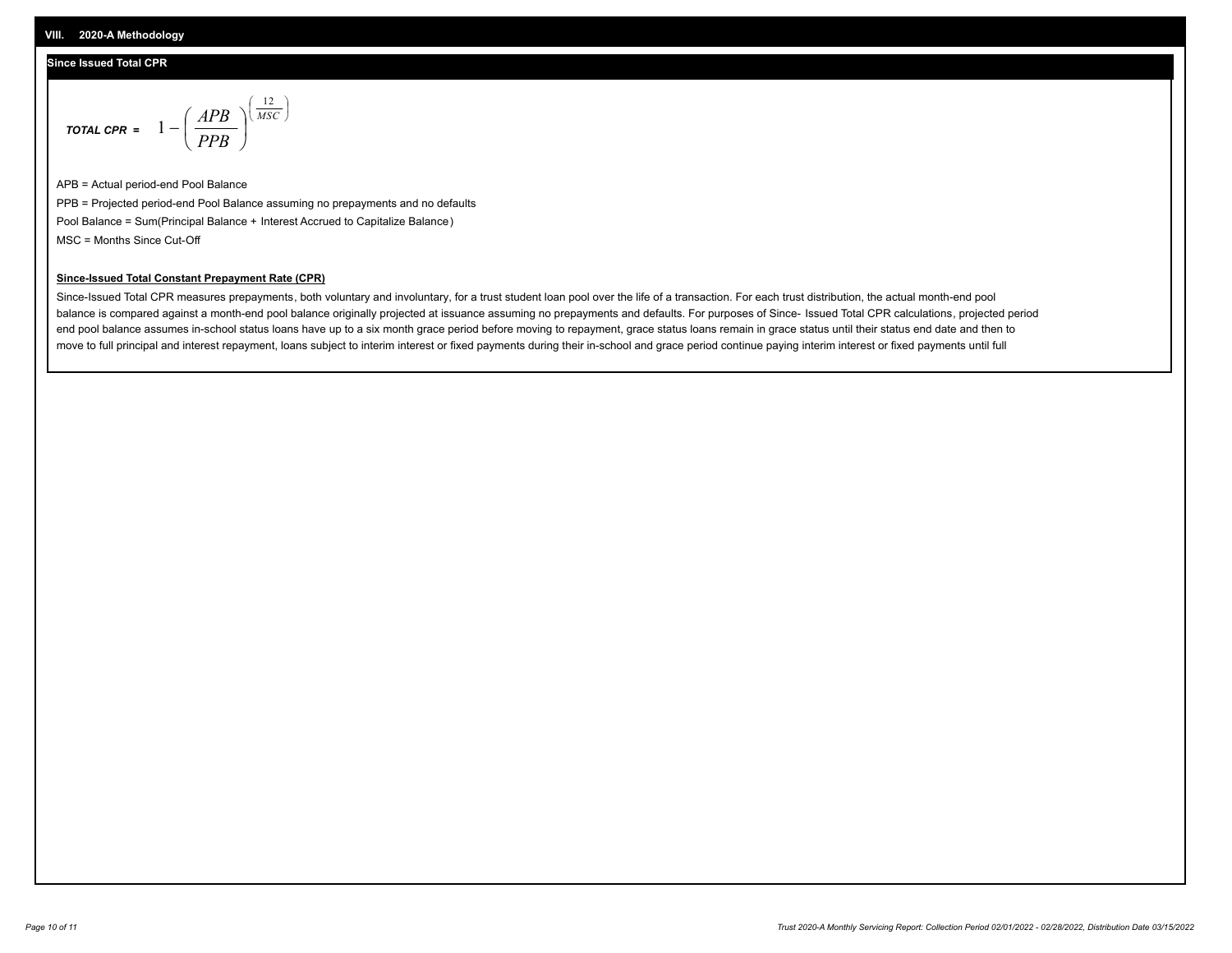## VIII. 2020-A Methodology

### Since Issued Total CPR

$$TOTAL\ CPR = 1 - \left( \frac{APB}{PPB} \right)^{\left( \frac{12}{MSC} \right)}$$

APB = Actual period-end Pool Balance

PPB = Projected period-end Pool Balance assuming no prepayments and no defaults

Pool Balance = Sum(Principal Balance + Interest Accrued to Capitalize Balance)

MSC = Months Since Cut-Off

**Since-Issued Total Constant Prepayment Rate (CPR)**

Since-Issued Total CPR measures prepayments, both voluntary and involuntary, for a trust student loan pool over the life of a transaction. For each trust distribution, the actual month-end pool balance is compared against a month-end pool balance originally projected at issuance assuming no prepayments and defaults. For purposes of Since- Issued Total CPR calculations, projected period end pool balance assumes in-school status loans have up to a six month grace period before moving to repayment, grace status loans remain in grace status until their status end date and then to move to full principal and interest repayment, loans subject to interim interest or fixed payments during their in-school and grace period continue paying interim interest or fixed payments until full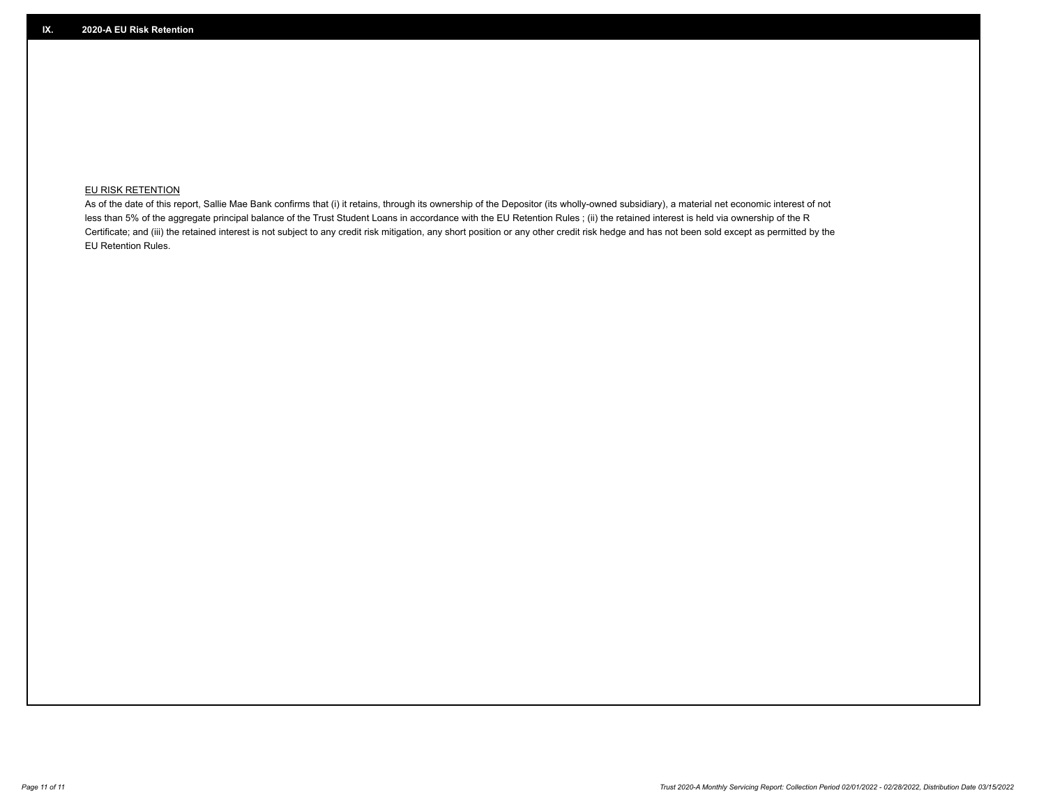## IX. 2020-A EU Risk Retention

EU RISK RETENTION

As of the date of this report, Sallie Mae Bank confirms that (i) it retains, through its ownership of the Depositor (its wholly-owned subsidiary), a material net economic interest of not less than 5% of the aggregate principal balance of the Trust Student Loans in accordance with the EU Retention Rules ; (ii) the retained interest is held via ownership of the R Certificate; and (iii) the retained interest is not subject to any credit risk mitigation, any short position or any other credit risk hedge and has not been sold except as permitted by the EU Retention Rules.